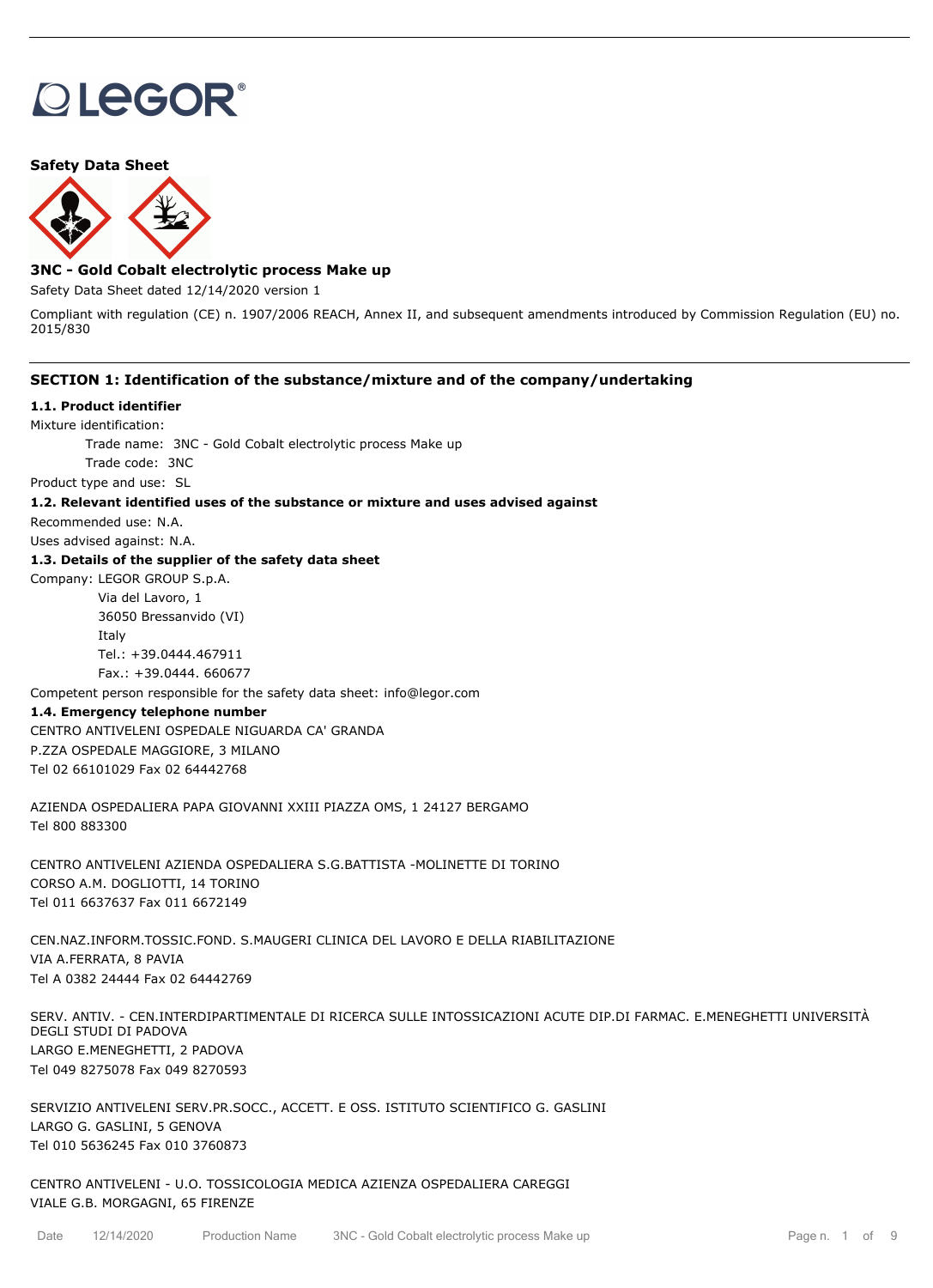LEGOR®

**Safety Data Sheet**

**3NC - Gold Cobalt electrolytic process Make up**

Safety Data Sheet dated 12/14/2020 version 1

Compliant with regulation (CE) n. 1907/2006 REACH, Annex II, and subsequent amendments introduced by Commission Regulation (EU) no. 2015/830

## SECTION 1: Identification of the substance/mixture and of the company/undertaking

### 1.1. Product identifier

Mixture identification:

Trade name: 3NC - Gold Cobalt electrolytic process Make up

Trade code: 3NC

Product type and use: SL

### 1.2. Relevant identified uses of the substance or mixture and uses advised against

Recommended use: N.A.

Uses advised against: N.A.

### 1.3. Details of the supplier of the safety data sheet

Company: LEGOR GROUP S.p.A.
Via del Lavoro, 1
36050 Bressanvido (VI)
Italy
Tel.: +39.0444.467911
Fax.: +39.0444. 660677

Competent person responsible for the safety data sheet: info@legor.com

### 1.4. Emergency telephone number

CENTRO ANTIVELENI OSPEDALE NIGUARDA CA' GRANDA
P.ZZA OSPEDALE MAGGIORE, 3 MILANO
Tel 02 66101029 Fax 02 64442768

AZIENDA OSPEDALIERA PAPA GIOVANNI XXIII PIAZZA OMS, 1 24127 BERGAMO
Tel 800 883300

CENTRO ANTIVELENI AZIENDA OSPEDALIERA S.G.BATTISTA -MOLINETTE DI TORINO
CORSO A.M. DOGLIOTTI, 14 TORINO
Tel 011 6637637 Fax 011 6672149

CEN.NAZ.INFORM.TOSSIC.FOND. S.MAUGERI CLINICA DEL LAVORO E DELLA RIABILITAZIONE
VIA A.FERRATA, 8 PAVIA
Tel A 0382 24444 Fax 02 64442769

SERV. ANTIV. - CEN.INTERDIPARTIMENTALE DI RICERCA SULLE INTOSSICAZIONI ACUTE DIP.DI FARMAC. E.MENEGHETTI UNIVERSITÀ DEGLI STUDI DI PADOVA
LARGO E.MENEGHETTI, 2 PADOVA
Tel 049 8275078 Fax 049 8270593

SERVIZIO ANTIVELENI SERV.PR.SOCC., ACCETT. E OSS. ISTITUTO SCIENTIFICO G. GASLINI
LARGO G. GASLINI, 5 GENOVA
Tel 010 5636245 Fax 010 3760873

CENTRO ANTIVELENI - U.O. TOSSICOLOGIA MEDICA AZIENZA OSPEDALIERA CAREGGI
VIALE G.B. MORGAGNI, 65 FIRENZE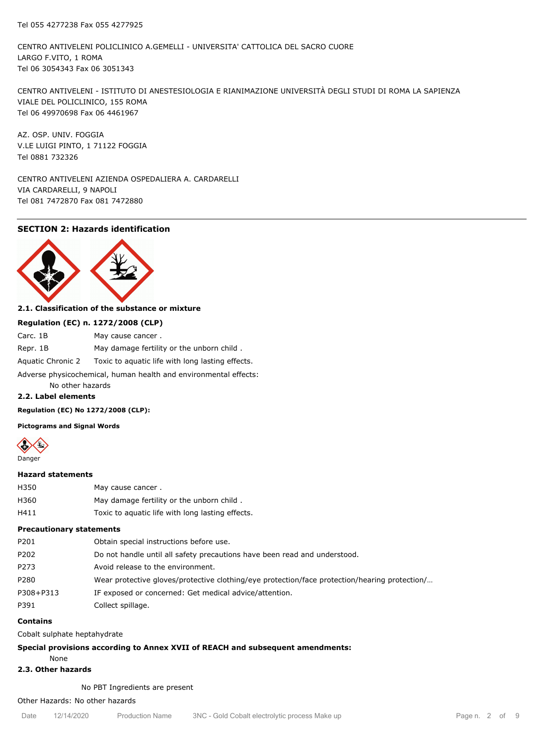Tel 055 4277238 Fax 055 4277925

CENTRO ANTIVELENI POLICLINICO A.GEMELLI - UNIVERSITA' CATTOLICA DEL SACRO CUORE
LARGO F.VITO, 1 ROMA
Tel 06 3054343 Fax 06 3051343

CENTRO ANTIVELENI - ISTITUTO DI ANESTESIOLOGIA E RIANIMAZIONE UNIVERSITÀ DEGLI STUDI DI ROMA LA SAPIENZA
VIALE DEL POLICLINICO, 155 ROMA
Tel 06 49970698 Fax 06 4461967

AZ. OSP. UNIV. FOGGIA
V.LE LUIGI PINTO, 1 71122 FOGGIA
Tel 0881 732326

CENTRO ANTIVELENI AZIENDA OSPEDALIERA A. CARDARELLI
VIA CARDARELLI, 9 NAPOLI
Tel 081 7472870 Fax 081 7472880

## SECTION 2: Hazards identification

### 2.1. Classification of the substance or mixture

**Regulation (EC) n. 1272/2008 (CLP)**

| | |
|---|---|
| Carc. 1B | May cause cancer . |
| Repr. 1B | May damage fertility or the unborn child . |
| Aquatic Chronic 2 | Toxic to aquatic life with long lasting effects. |

Adverse physicochemical, human health and environmental effects:

No other hazards

### 2.2. Label elements

**Regulation (EC) No 1272/2008 (CLP):**

**Pictograms and Signal Words**

Danger

**Hazard statements**

| | |
|---|---|
| H350 | May cause cancer . |
| H360 | May damage fertility or the unborn child . |
| H411 | Toxic to aquatic life with long lasting effects. |

**Precautionary statements**

| | |
|---|---|
| P201 | Obtain special instructions before use. |
| P202 | Do not handle until all safety precautions have been read and understood. |
| P273 | Avoid release to the environment. |
| P280 | Wear protective gloves/protective clothing/eye protection/face protection/hearing protection/… |
| P308+P313 | IF exposed or concerned: Get medical advice/attention. |
| P391 | Collect spillage. |

**Contains**

Cobalt sulphate heptahydrate

**Special provisions according to Annex XVII of REACH and subsequent amendments:**

None

### 2.3. Other hazards

No PBT Ingredients are present

Other Hazards: No other hazards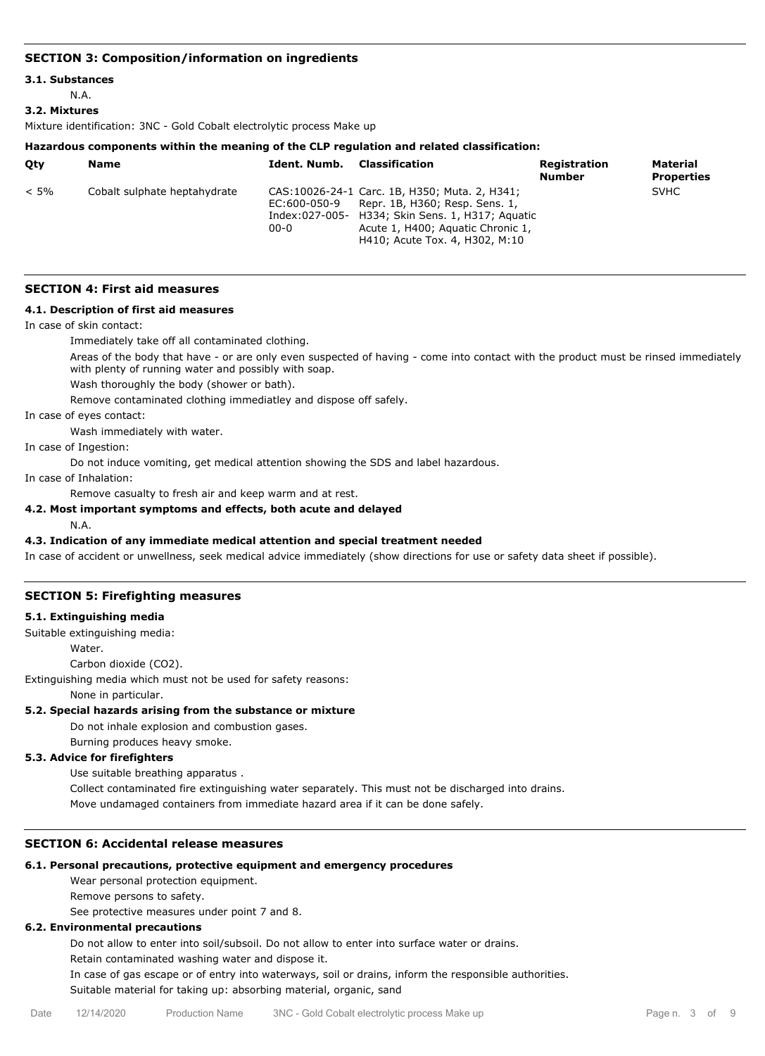## SECTION 3: Composition/information on ingredients

### 3.1. Substances

N.A.

### 3.2. Mixtures

Mixture identification: 3NC - Gold Cobalt electrolytic process Make up

**Hazardous components within the meaning of the CLP regulation and related classification:**

| Qty | Name | Ident. Numb. | Classification | Registration Number | Material Properties |
|---|---|---|---|---|---|
| < 5% | Cobalt sulphate heptahydrate | CAS:10026-24-1 EC:600-050-9 Index:027-005-00-0 | Carc. 1B, H350; Muta. 2, H341; Repr. 1B, H360; Resp. Sens. 1, H334; Skin Sens. 1, H317; Aquatic Acute 1, H400; Aquatic Chronic 1, H410; Acute Tox. 4, H302, M:10 | | SVHC |

## SECTION 4: First aid measures

### 4.1. Description of first aid measures

In case of skin contact:

Immediately take off all contaminated clothing.

Areas of the body that have - or are only even suspected of having - come into contact with the product must be rinsed immediately with plenty of running water and possibly with soap.

Wash thoroughly the body (shower or bath).

Remove contaminated clothing immediatley and dispose off safely.

In case of eyes contact:

Wash immediately with water.

In case of Ingestion:

Do not induce vomiting, get medical attention showing the SDS and label hazardous.

In case of Inhalation:

Remove casualty to fresh air and keep warm and at rest.

### 4.2. Most important symptoms and effects, both acute and delayed

N.A.

### 4.3. Indication of any immediate medical attention and special treatment needed

In case of accident or unwellness, seek medical advice immediately (show directions for use or safety data sheet if possible).

## SECTION 5: Firefighting measures

### 5.1. Extinguishing media

Suitable extinguishing media:

Water.

Carbon dioxide ($CO_2$).

Extinguishing media which must not be used for safety reasons:

None in particular.

### 5.2. Special hazards arising from the substance or mixture

Do not inhale explosion and combustion gases.

Burning produces heavy smoke.

### 5.3. Advice for firefighters

Use suitable breathing apparatus .

Collect contaminated fire extinguishing water separately. This must not be discharged into drains.

Move undamaged containers from immediate hazard area if it can be done safely.

## SECTION 6: Accidental release measures

### 6.1. Personal precautions, protective equipment and emergency procedures

Wear personal protection equipment.

Remove persons to safety.

See protective measures under point 7 and 8.

### 6.2. Environmental precautions

Do not allow to enter into soil/subsoil. Do not allow to enter into surface water or drains.

Retain contaminated washing water and dispose it.

In case of gas escape or of entry into waterways, soil or drains, inform the responsible authorities.

Suitable material for taking up: absorbing material, organic, sand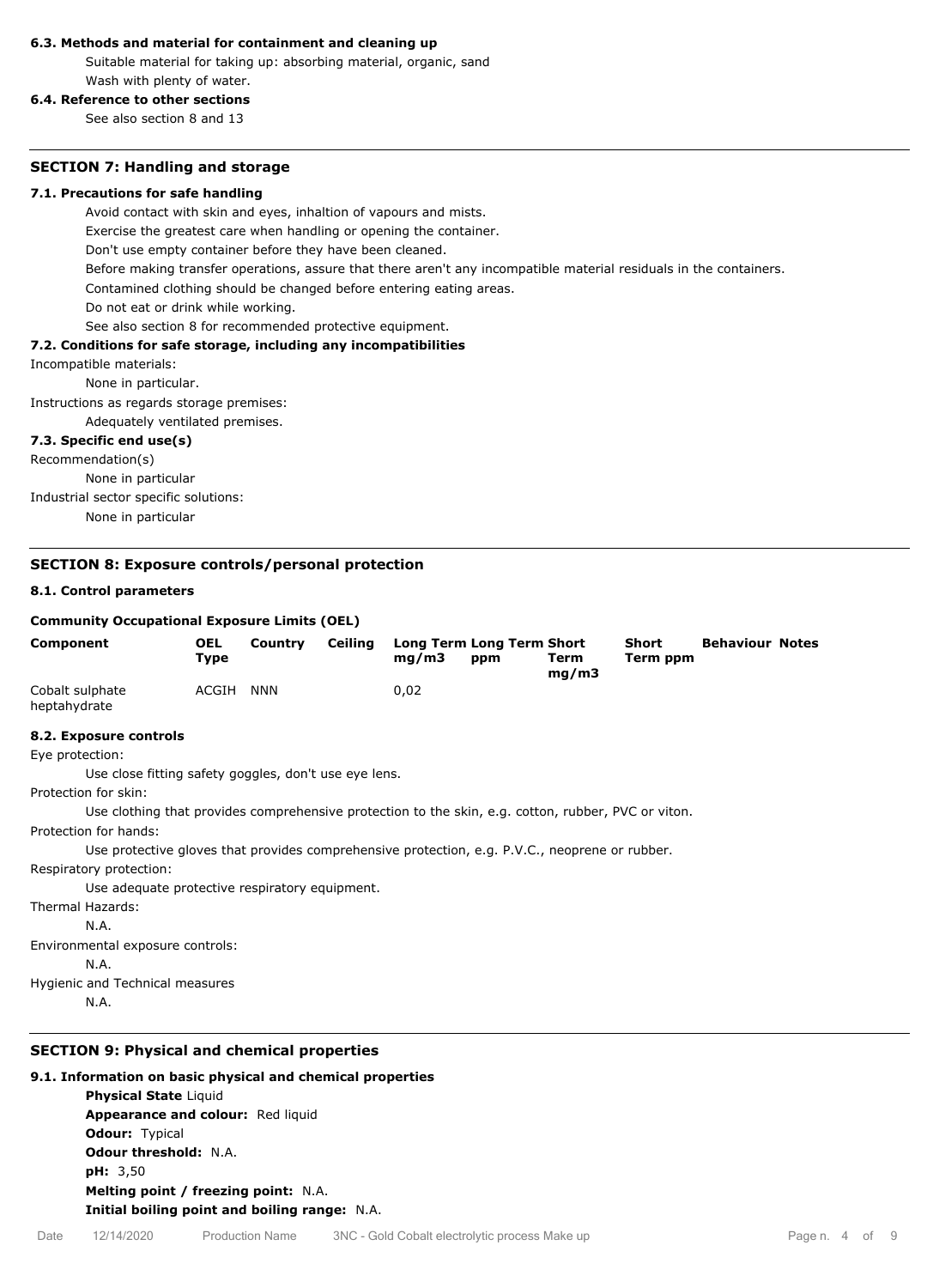### 6.3. Methods and material for containment and cleaning up

Suitable material for taking up: absorbing material, organic, sand

Wash with plenty of water.

### 6.4. Reference to other sections

See also section 8 and 13

## SECTION 7: Handling and storage

### 7.1. Precautions for safe handling

Avoid contact with skin and eyes, inhaltion of vapours and mists.

Exercise the greatest care when handling or opening the container.

Don't use empty container before they have been cleaned.

Before making transfer operations, assure that there aren't any incompatible material residuals in the containers.

Contamined clothing should be changed before entering eating areas.

Do not eat or drink while working.

See also section 8 for recommended protective equipment.

### 7.2. Conditions for safe storage, including any incompatibilities

Incompatible materials:

None in particular.

Instructions as regards storage premises:

Adequately ventilated premises.

### 7.3. Specific end use(s)

Recommendation(s)

None in particular

Industrial sector specific solutions:

None in particular

## SECTION 8: Exposure controls/personal protection

### 8.1. Control parameters

**Community Occupational Exposure Limits (OEL)**

| Component | OEL Type | Country | Ceiling | Long Term mg/m3 | Long Term ppm | Short Term mg/m3 | Short Term ppm | Behaviour | Notes |
|---|---|---|---|---|---|---|---|---|---|
| Cobalt sulphate heptahydrate | ACGIH | NNN | | 0,02 | | | | | |

### 8.2. Exposure controls

Eye protection:

Use close fitting safety goggles, don't use eye lens.

Protection for skin:

Use clothing that provides comprehensive protection to the skin, e.g. cotton, rubber, PVC or viton.

Protection for hands:

Use protective gloves that provides comprehensive protection, e.g. P.V.C., neoprene or rubber.

Respiratory protection:

Use adequate protective respiratory equipment.

Thermal Hazards:

N.A.

Environmental exposure controls:

N.A.

Hygienic and Technical measures

N.A.

## SECTION 9: Physical and chemical properties

### 9.1. Information on basic physical and chemical properties

**Physical State** Liquid

**Appearance and colour:** Red liquid

**Odour:** Typical

**Odour threshold:** N.A.

**pH:** 3,50

**Melting point / freezing point:** N.A.

**Initial boiling point and boiling range:** N.A.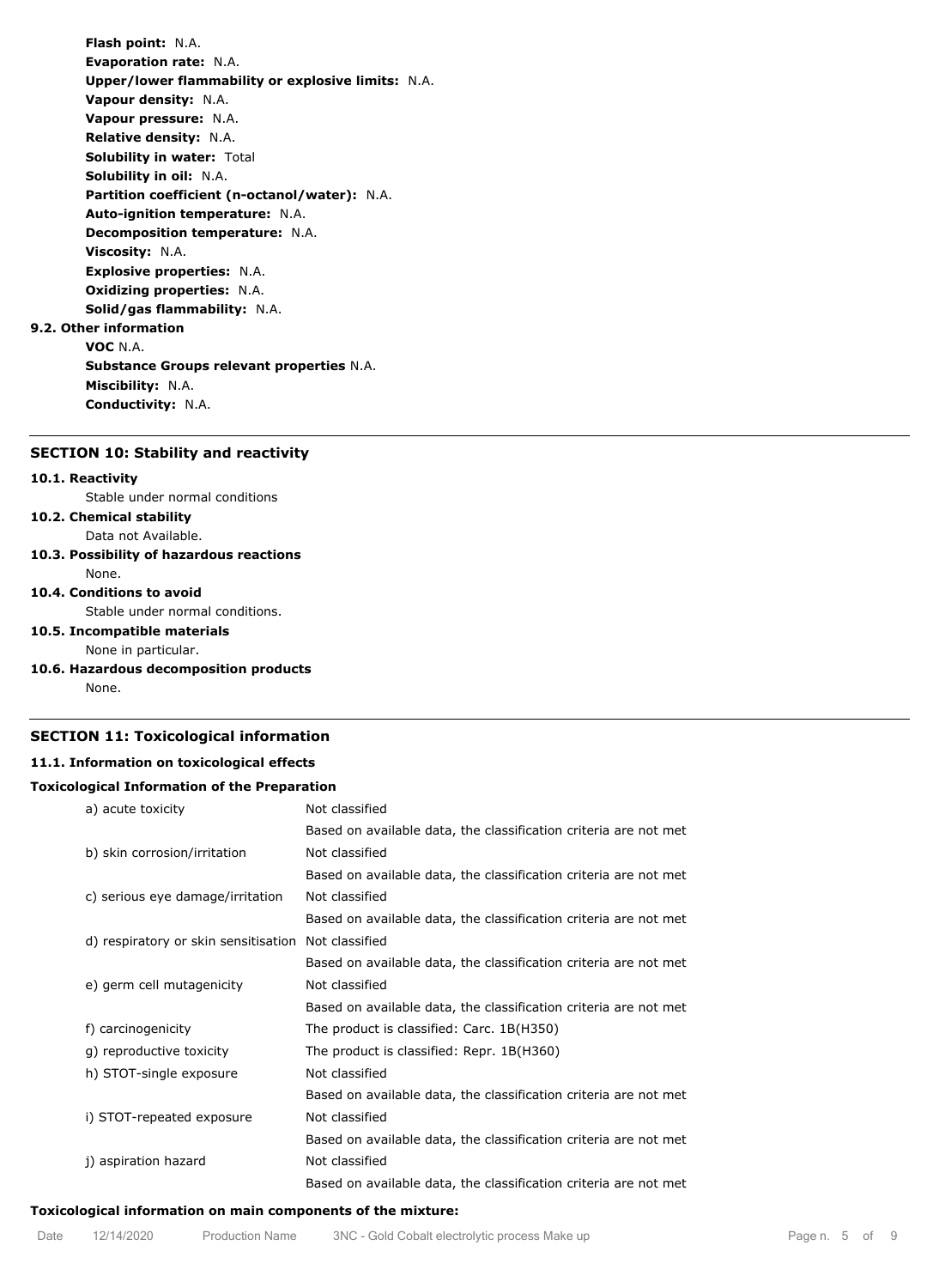**Flash point:** N.A.
**Evaporation rate:** N.A.
**Upper/lower flammability or explosive limits:** N.A.
**Vapour density:** N.A.
**Vapour pressure:** N.A.
**Relative density:** N.A.
**Solubility in water:** Total
**Solubility in oil:** N.A.
**Partition coefficient (n-octanol/water):** N.A.
**Auto-ignition temperature:** N.A.
**Decomposition temperature:** N.A.
**Viscosity:** N.A.
**Explosive properties:** N.A.
**Oxidizing properties:** N.A.
**Solid/gas flammability:** N.A.

**9.2. Other information**

**VOC** N.A.
**Substance Groups relevant properties** N.A.
**Miscibility:** N.A.
**Conductivity:** N.A.

## SECTION 10: Stability and reactivity

**10.1. Reactivity**

Stable under normal conditions

**10.2. Chemical stability**

Data not Available.

**10.3. Possibility of hazardous reactions**

None.

**10.4. Conditions to avoid**

Stable under normal conditions.

**10.5. Incompatible materials**

None in particular.

**10.6. Hazardous decomposition products**

None.

## SECTION 11: Toxicological information

**11.1. Information on toxicological effects**

**Toxicological Information of the Preparation**

| | |
|---|---|
| a) acute toxicity | Not classified<br>Based on available data, the classification criteria are not met |
| b) skin corrosion/irritation | Not classified<br>Based on available data, the classification criteria are not met |
| c) serious eye damage/irritation | Not classified<br>Based on available data, the classification criteria are not met |
| d) respiratory or skin sensitisation | Not classified<br>Based on available data, the classification criteria are not met |
| e) germ cell mutagenicity | Not classified<br>Based on available data, the classification criteria are not met |
| f) carcinogenicity | The product is classified: Carc. 1B(H350) |
| g) reproductive toxicity | The product is classified: Repr. 1B(H360) |
| h) STOT-single exposure | Not classified<br>Based on available data, the classification criteria are not met |
| i) STOT-repeated exposure | Not classified<br>Based on available data, the classification criteria are not met |
| j) aspiration hazard | Not classified<br>Based on available data, the classification criteria are not met |

**Toxicological information on main components of the mixture:**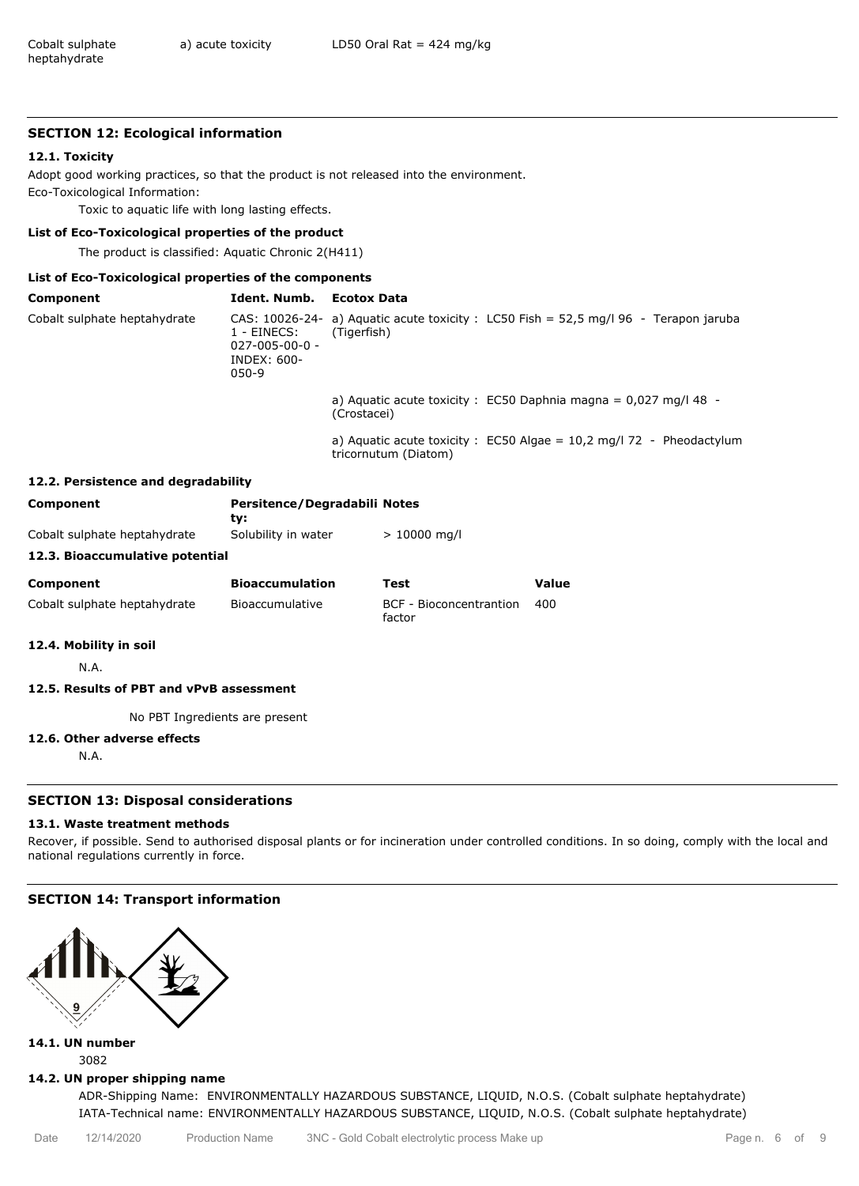| Cobalt sulphate heptahydrate | a) acute toxicity | LD50 Oral Rat = 424 mg/kg |
|---|---|---|

## SECTION 12: Ecological information

### 12.1. Toxicity

Adopt good working practices, so that the product is not released into the environment.

Eco-Toxicological Information:

Toxic to aquatic life with long lasting effects.

**List of Eco-Toxicological properties of the product**

The product is classified: Aquatic Chronic 2(H411)

**List of Eco-Toxicological properties of the components**

| Component | Ident. Numb. | Ecotox Data |
|---|---|---|
| Cobalt sulphate heptahydrate | CAS: 10026-24-1 - EINECS: 027-005-00-0 - INDEX: 600-050-9 | a) Aquatic acute toxicity : LC50 Fish = 52,5 mg/l 96 - Terapon jaruba (Tigerfish) |
| | | a) Aquatic acute toxicity : EC50 Daphnia magna = 0,027 mg/l 48 - (Crostacei) |
| | | a) Aquatic acute toxicity : EC50 Algae = 10,2 mg/l 72 - Pheodactylum tricornutum (Diatom) |

### 12.2. Persistence and degradability

| Component | Persitence/Degradability: | Notes |
|---|---|---|
| Cobalt sulphate heptahydrate | Solubility in water | > 10000 mg/l |

### 12.3. Bioaccumulative potential

| Component | Bioaccumulation | Test | Value |
|---|---|---|---|
| Cobalt sulphate heptahydrate | Bioaccumulative | BCF - Bioconcentrantion factor | 400 |

### 12.4. Mobility in soil

N.A.

### 12.5. Results of PBT and vPvB assessment

No PBT Ingredients are present

### 12.6. Other adverse effects

N.A.

## SECTION 13: Disposal considerations

### 13.1. Waste treatment methods

Recover, if possible. Send to authorised disposal plants or for incineration under controlled conditions. In so doing, comply with the local and national regulations currently in force.

## SECTION 14: Transport information

### 14.1. UN number

3082

### 14.2. UN proper shipping name

ADR-Shipping Name: ENVIRONMENTALLY HAZARDOUS SUBSTANCE, LIQUID, N.O.S. (Cobalt sulphate heptahydrate)

IATA-Technical name: ENVIRONMENTALLY HAZARDOUS SUBSTANCE, LIQUID, N.O.S. (Cobalt sulphate heptahydrate)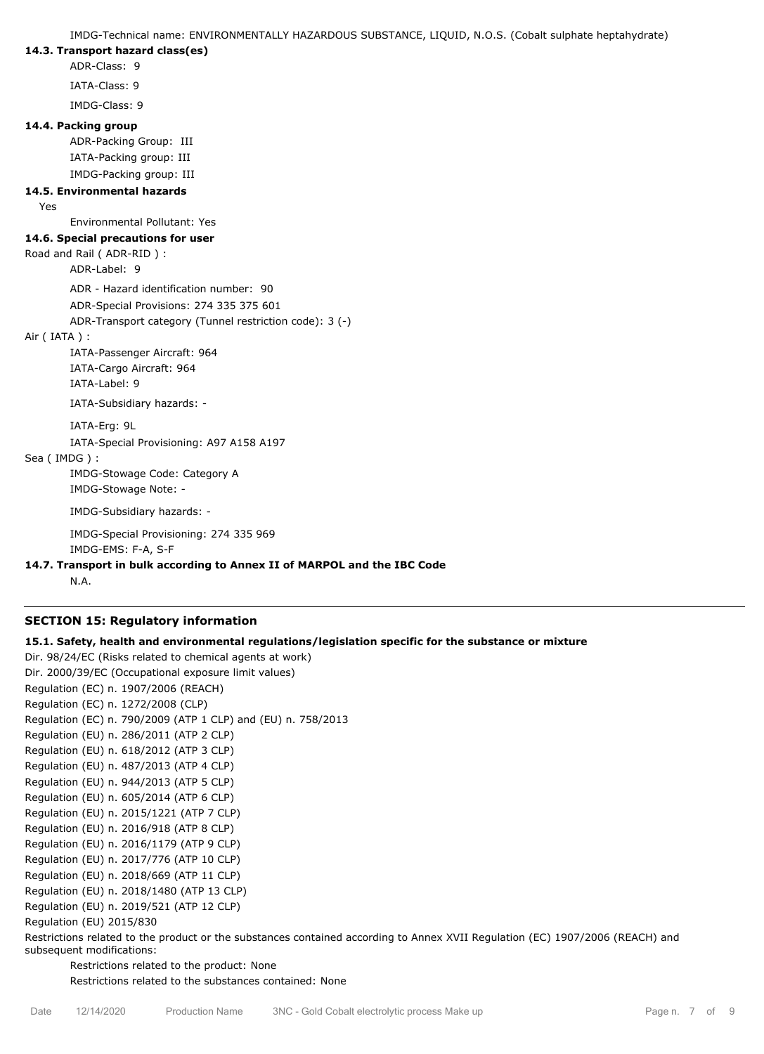IMDG-Technical name: ENVIRONMENTALLY HAZARDOUS SUBSTANCE, LIQUID, N.O.S. (Cobalt sulphate heptahydrate)

### 14.3. Transport hazard class(es)

ADR-Class: 9

IATA-Class: 9

IMDG-Class: 9

### 14.4. Packing group

ADR-Packing Group: III

IATA-Packing group: III

IMDG-Packing group: III

### 14.5. Environmental hazards

Yes

Environmental Pollutant: Yes

### 14.6. Special precautions for user

Road and Rail ( ADR-RID ) :

ADR-Label: 9

ADR - Hazard identification number: 90

ADR-Special Provisions: 274 335 375 601

ADR-Transport category (Tunnel restriction code): 3 (-)

Air ( IATA ) :

IATA-Passenger Aircraft: 964

IATA-Cargo Aircraft: 964

IATA-Label: 9

IATA-Subsidiary hazards: -

IATA-Erg: 9L

IATA-Special Provisioning: A97 A158 A197

Sea ( IMDG ) :

IMDG-Stowage Code: Category A

IMDG-Stowage Note: -

IMDG-Subsidiary hazards: -

IMDG-Special Provisioning: 274 335 969

IMDG-EMS: F-A, S-F

### 14.7. Transport in bulk according to Annex II of MARPOL and the IBC Code

N.A.

## SECTION 15: Regulatory information

### 15.1. Safety, health and environmental regulations/legislation specific for the substance or mixture

Dir. 98/24/EC (Risks related to chemical agents at work)
Dir. 2000/39/EC (Occupational exposure limit values)
Regulation (EC) n. 1907/2006 (REACH)
Regulation (EC) n. 1272/2008 (CLP)
Regulation (EC) n. 790/2009 (ATP 1 CLP) and (EU) n. 758/2013
Regulation (EU) n. 286/2011 (ATP 2 CLP)
Regulation (EU) n. 618/2012 (ATP 3 CLP)
Regulation (EU) n. 487/2013 (ATP 4 CLP)
Regulation (EU) n. 944/2013 (ATP 5 CLP)
Regulation (EU) n. 605/2014 (ATP 6 CLP)
Regulation (EU) n. 2015/1221 (ATP 7 CLP)
Regulation (EU) n. 2016/918 (ATP 8 CLP)
Regulation (EU) n. 2016/1179 (ATP 9 CLP)
Regulation (EU) n. 2017/776 (ATP 10 CLP)
Regulation (EU) n. 2018/669 (ATP 11 CLP)
Regulation (EU) n. 2018/1480 (ATP 13 CLP)
Regulation (EU) n. 2019/521 (ATP 12 CLP)
Regulation (EU) 2015/830

Restrictions related to the product or the substances contained according to Annex XVII Regulation (EC) 1907/2006 (REACH) and subsequent modifications:

Restrictions related to the product: None

Restrictions related to the substances contained: None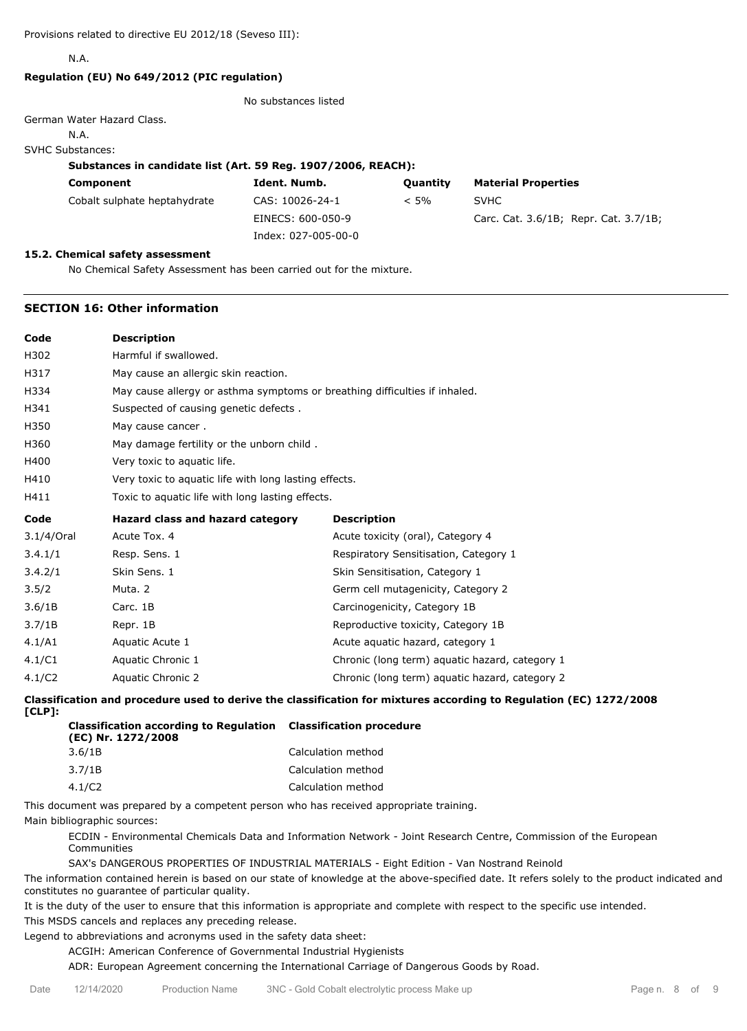Provisions related to directive EU 2012/18 (Seveso III):

N.A.

**Regulation (EU) No 649/2012 (PIC regulation)**

No substances listed

German Water Hazard Class.

N.A.

SVHC Substances:

**Substances in candidate list (Art. 59 Reg. 1907/2006, REACH):**

| Component | Ident. Numb. | Quantity | Material Properties |
|---|---|---|---|
| Cobalt sulphate heptahydrate | CAS: 10026-24-1<br>EINECS: 600-050-9<br>Index: 027-005-00-0 | < 5% | SVHC<br>Carc. Cat. 3.6/1B; Repr. Cat. 3.7/1B; |

**15.2. Chemical safety assessment**

No Chemical Safety Assessment has been carried out for the mixture.

## SECTION 16: Other information

| Code | Description |
|---|---|
| H302 | Harmful if swallowed. |
| H317 | May cause an allergic skin reaction. |
| H334 | May cause allergy or asthma symptoms or breathing difficulties if inhaled. |
| H341 | Suspected of causing genetic defects . |
| H350 | May cause cancer . |
| H360 | May damage fertility or the unborn child . |
| H400 | Very toxic to aquatic life. |
| H410 | Very toxic to aquatic life with long lasting effects. |
| H411 | Toxic to aquatic life with long lasting effects. |

| Code | Hazard class and hazard category | Description |
|---|---|---|
| 3.1/4/Oral | Acute Tox. 4 | Acute toxicity (oral), Category 4 |
| 3.4.1/1 | Resp. Sens. 1 | Respiratory Sensitisation, Category 1 |
| 3.4.2/1 | Skin Sens. 1 | Skin Sensitisation, Category 1 |
| 3.5/2 | Muta. 2 | Germ cell mutagenicity, Category 2 |
| 3.6/1B | Carc. 1B | Carcinogenicity, Category 1B |
| 3.7/1B | Repr. 1B | Reproductive toxicity, Category 1B |
| 4.1/A1 | Aquatic Acute 1 | Acute aquatic hazard, category 1 |
| 4.1/C1 | Aquatic Chronic 1 | Chronic (long term) aquatic hazard, category 1 |
| 4.1/C2 | Aquatic Chronic 2 | Chronic (long term) aquatic hazard, category 2 |

**Classification and procedure used to derive the classification for mixtures according to Regulation (EC) 1272/2008 [CLP]:**

| Classification according to Regulation (EC) Nr. 1272/2008 | Classification procedure |
|---|---|
| 3.6/1B | Calculation method |
| 3.7/1B | Calculation method |
| 4.1/C2 | Calculation method |

This document was prepared by a competent person who has received appropriate training.

Main bibliographic sources:

ECDIN - Environmental Chemicals Data and Information Network - Joint Research Centre, Commission of the European Communities

SAX's DANGEROUS PROPERTIES OF INDUSTRIAL MATERIALS - Eight Edition - Van Nostrand Reinold

The information contained herein is based on our state of knowledge at the above-specified date. It refers solely to the product indicated and constitutes no guarantee of particular quality.

It is the duty of the user to ensure that this information is appropriate and complete with respect to the specific use intended.

This MSDS cancels and replaces any preceding release.

Legend to abbreviations and acronyms used in the safety data sheet:

ACGIH: American Conference of Governmental Industrial Hygienists

ADR: European Agreement concerning the International Carriage of Dangerous Goods by Road.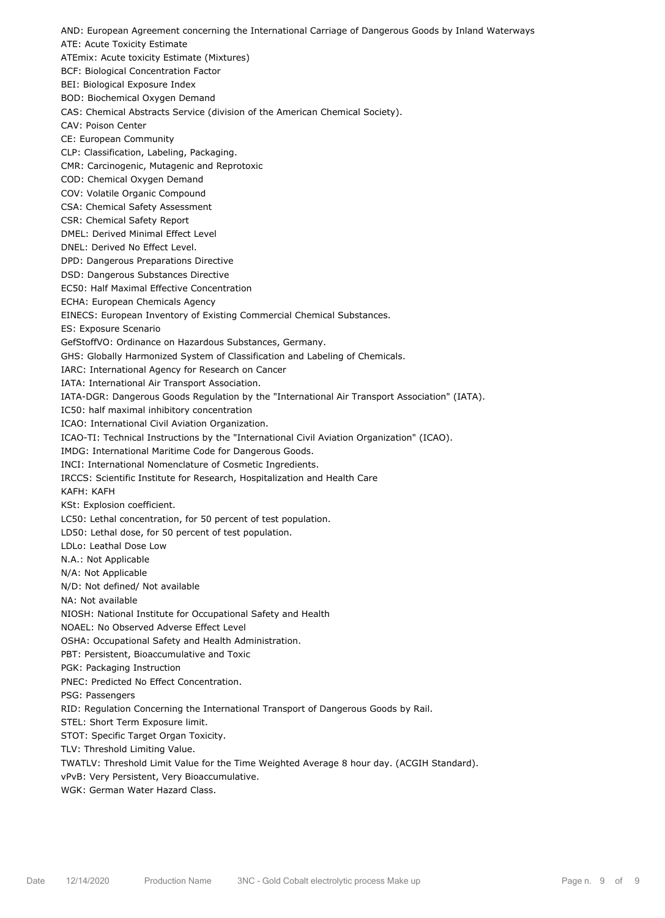AND: European Agreement concerning the International Carriage of Dangerous Goods by Inland Waterways
ATE: Acute Toxicity Estimate
ATEmix: Acute toxicity Estimate (Mixtures)
BCF: Biological Concentration Factor
BEI: Biological Exposure Index
BOD: Biochemical Oxygen Demand
CAS: Chemical Abstracts Service (division of the American Chemical Society).
CAV: Poison Center
CE: European Community
CLP: Classification, Labeling, Packaging.
CMR: Carcinogenic, Mutagenic and Reprotoxic
COD: Chemical Oxygen Demand
COV: Volatile Organic Compound
CSA: Chemical Safety Assessment
CSR: Chemical Safety Report
DMEL: Derived Minimal Effect Level
DNEL: Derived No Effect Level.
DPD: Dangerous Preparations Directive
DSD: Dangerous Substances Directive
EC50: Half Maximal Effective Concentration
ECHA: European Chemicals Agency
EINECS: European Inventory of Existing Commercial Chemical Substances.
ES: Exposure Scenario
GefStoffVO: Ordinance on Hazardous Substances, Germany.
GHS: Globally Harmonized System of Classification and Labeling of Chemicals.
IARC: International Agency for Research on Cancer
IATA: International Air Transport Association.
IATA-DGR: Dangerous Goods Regulation by the "International Air Transport Association" (IATA).
IC50: half maximal inhibitory concentration
ICAO: International Civil Aviation Organization.
ICAO-TI: Technical Instructions by the "International Civil Aviation Organization" (ICAO).
IMDG: International Maritime Code for Dangerous Goods.
INCI: International Nomenclature of Cosmetic Ingredients.
IRCCS: Scientific Institute for Research, Hospitalization and Health Care
KAFH: KAFH
KSt: Explosion coefficient.
LC50: Lethal concentration, for 50 percent of test population.
LD50: Lethal dose, for 50 percent of test population.
LDLo: Leathal Dose Low
N.A.: Not Applicable
N/A: Not Applicable
N/D: Not defined/ Not available
NA: Not available
NIOSH: National Institute for Occupational Safety and Health
NOAEL: No Observed Adverse Effect Level
OSHA: Occupational Safety and Health Administration.
PBT: Persistent, Bioaccumulative and Toxic
PGK: Packaging Instruction
PNEC: Predicted No Effect Concentration.
PSG: Passengers
RID: Regulation Concerning the International Transport of Dangerous Goods by Rail.
STEL: Short Term Exposure limit.
STOT: Specific Target Organ Toxicity.
TLV: Threshold Limiting Value.
TWATLV: Threshold Limit Value for the Time Weighted Average 8 hour day. (ACGIH Standard).
vPvB: Very Persistent, Very Bioaccumulative.
WGK: German Water Hazard Class.